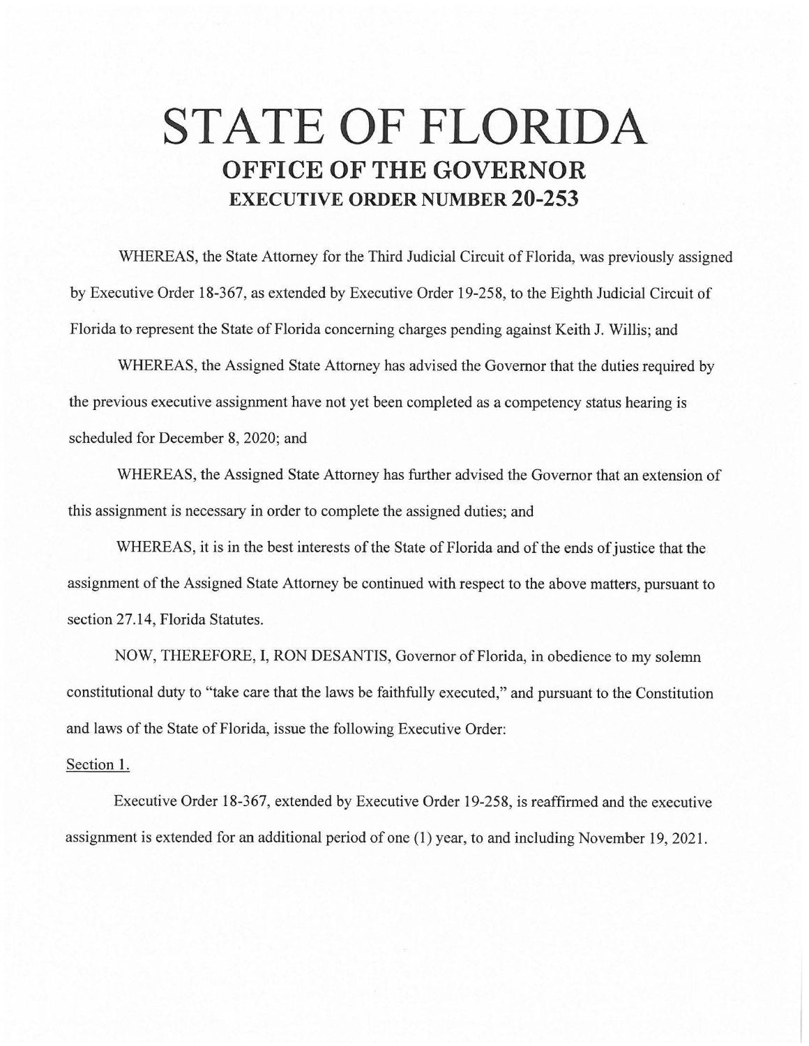# STATE OF FLORIDA
## OFFICE OF THE GOVERNOR
### EXECUTIVE ORDER NUMBER 20-253

WHEREAS, the State Attorney for the Third Judicial Circuit of Florida, was previously assigned by Executive Order 18-367, as extended by Executive Order 19-258, to the Eighth Judicial Circuit of Florida to represent the State of Florida concerning charges pending against Keith J. Willis; and

WHEREAS, the Assigned State Attorney has advised the Governor that the duties required by the previous executive assignment have not yet been completed as a competency status hearing is scheduled for December 8, 2020; and

WHEREAS, the Assigned State Attorney has further advised the Governor that an extension of this assignment is necessary in order to complete the assigned duties; and

WHEREAS, it is in the best interests of the State of Florida and of the ends of justice that the assignment of the Assigned State Attorney be continued with respect to the above matters, pursuant to section 27.14, Florida Statutes.

NOW, THEREFORE, I, RON DESANTIS, Governor of Florida, in obedience to my solemn constitutional duty to "take care that the laws be faithfully executed," and pursuant to the Constitution and laws of the State of Florida, issue the following Executive Order:

Section 1.

Executive Order 18-367, extended by Executive Order 19-258, is reaffirmed and the executive assignment is extended for an additional period of one (1) year, to and including November 19, 2021.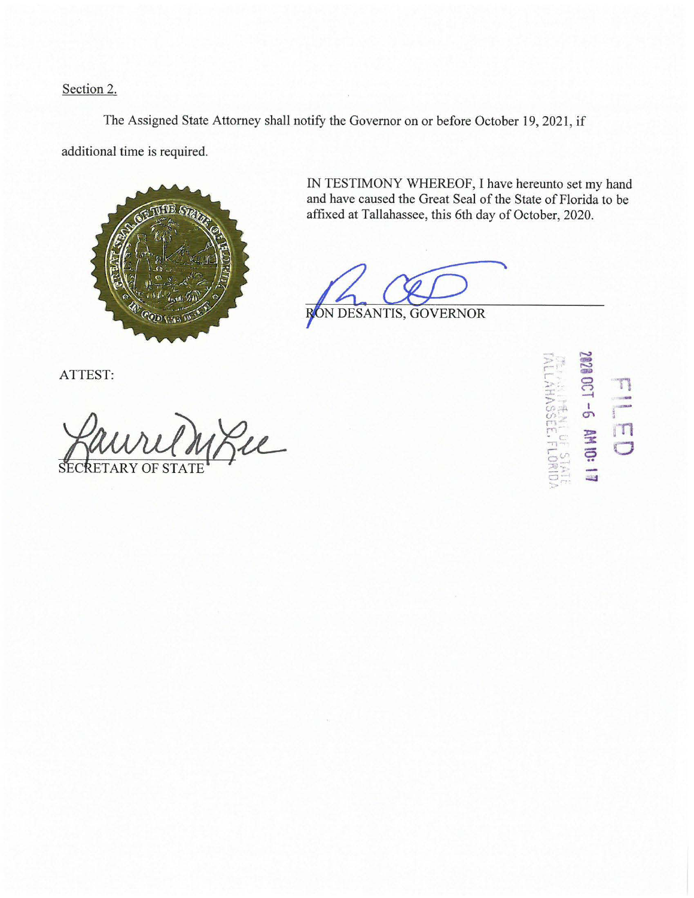Section 2.

The Assigned State Attorney shall notify the Governor on or before October 19, 2021, if additional time is required.

IN TESTIMONY WHEREOF, I have hereunto set my hand and have caused the Great Seal of the State of Florida to be affixed at Tallahassee, this 6th day of October, 2020.

RON DESANTIS, GOVERNOR

ATTEST:

SECRETARY OF STATE

FILED

2020 OCT -6 AM 10: 17

DEPARTMENT OF STATE
TALLAHASSEE, FLORIDA